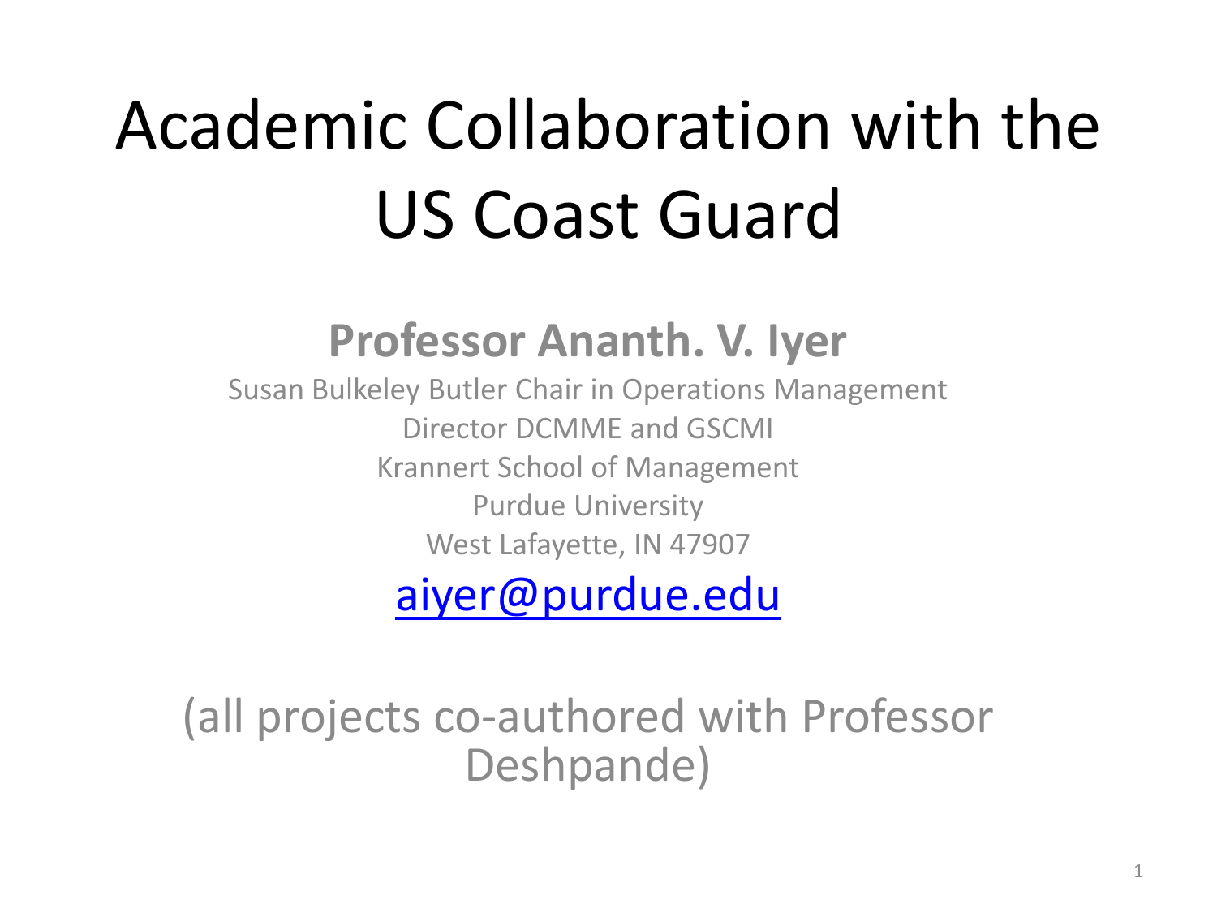# Academic Collaboration with the US Coast Guard

**Professor Ananth. V. Iyer**

Susan Bulkeley Butler Chair in Operations Management

Director DCMME and GSCMI

Krannert School of Management

Purdue University

West Lafayette, IN 47907

aiyer@purdue.edu

(all projects co-authored with Professor Deshpande)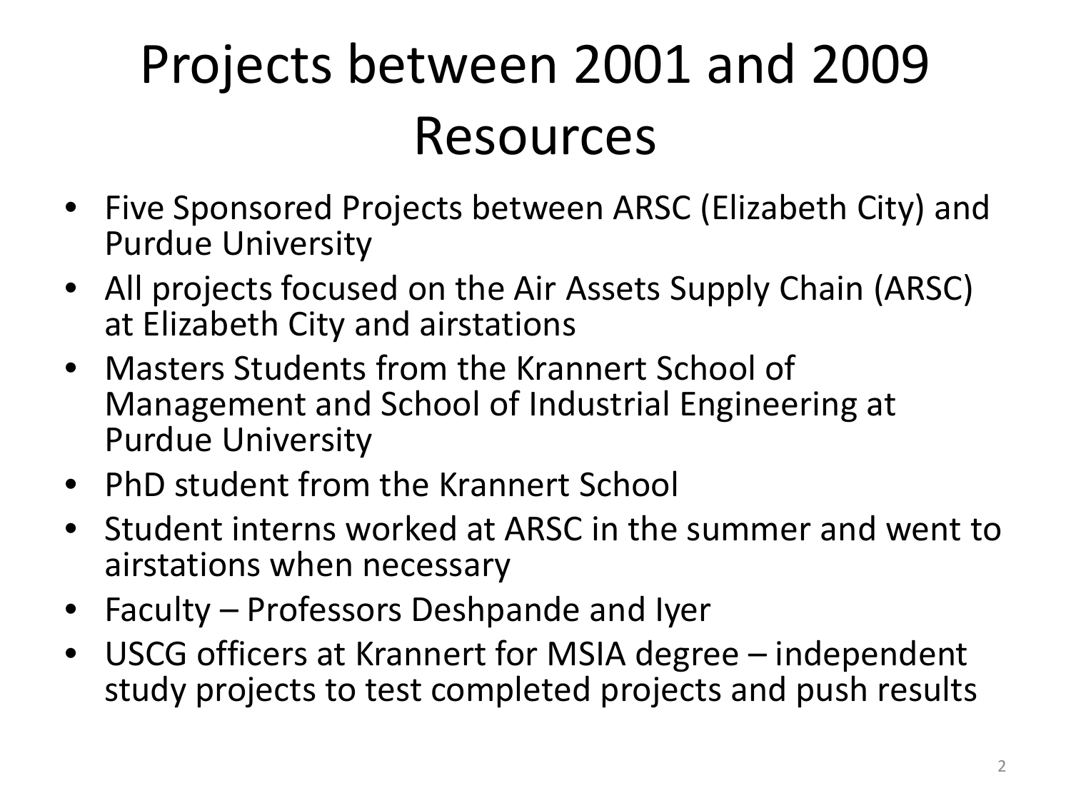# Projects between 2001 and 2009 Resources

- Five Sponsored Projects between ARSC (Elizabeth City) and Purdue University
- All projects focused on the Air Assets Supply Chain (ARSC) at Elizabeth City and airstations
- Masters Students from the Krannert School of Management and School of Industrial Engineering at Purdue University
- PhD student from the Krannert School
- Student interns worked at ARSC in the summer and went to airstations when necessary
- Faculty – Professors Deshpande and Iyer
- USCG officers at Krannert for MSIA degree – independent study projects to test completed projects and push results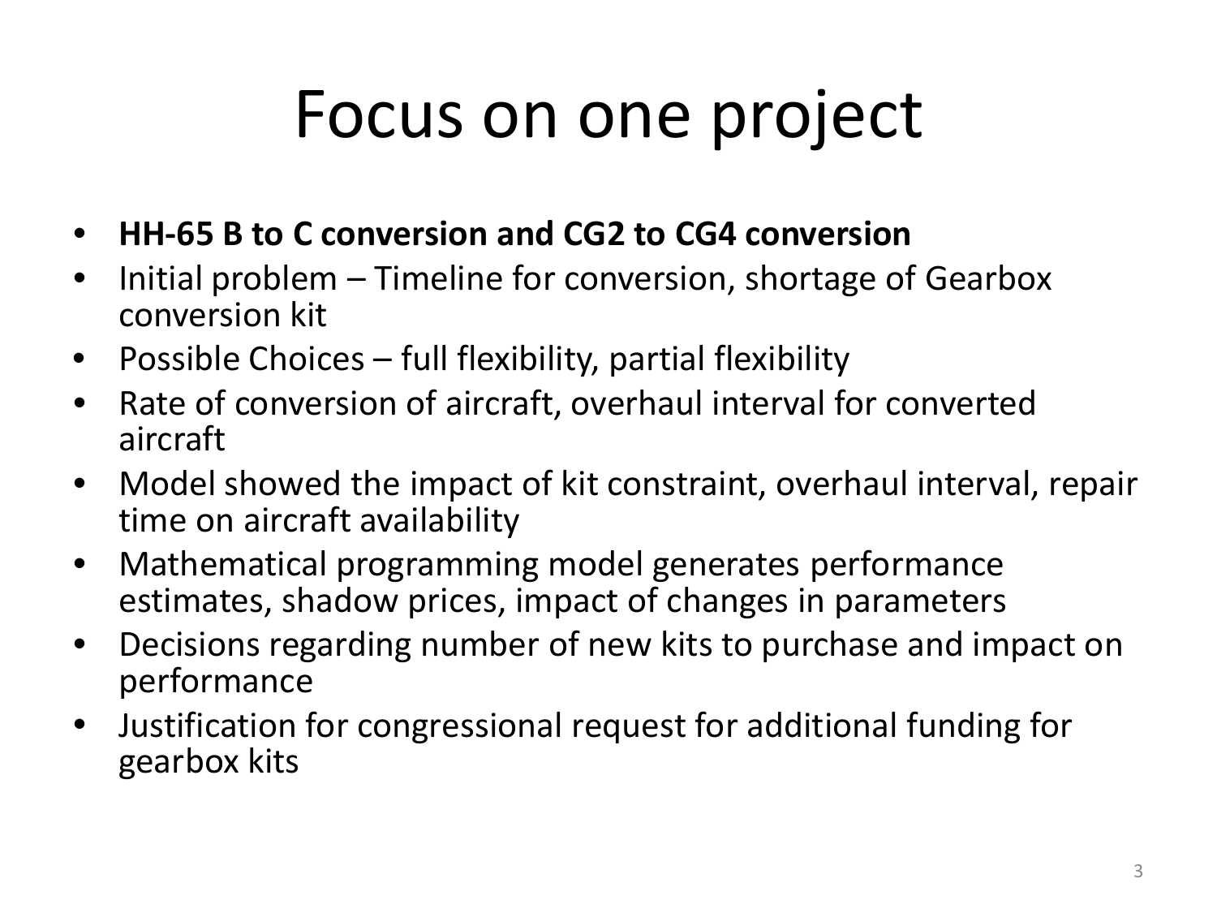# Focus on one project

- **HH-65 B to C conversion and CG2 to CG4 conversion**
- Initial problem – Timeline for conversion, shortage of Gearbox conversion kit
- Possible Choices – full flexibility, partial flexibility
- Rate of conversion of aircraft, overhaul interval for converted aircraft
- Model showed the impact of kit constraint, overhaul interval, repair time on aircraft availability
- Mathematical programming model generates performance estimates, shadow prices, impact of changes in parameters
- Decisions regarding number of new kits to purchase and impact on performance
- Justification for congressional request for additional funding for gearbox kits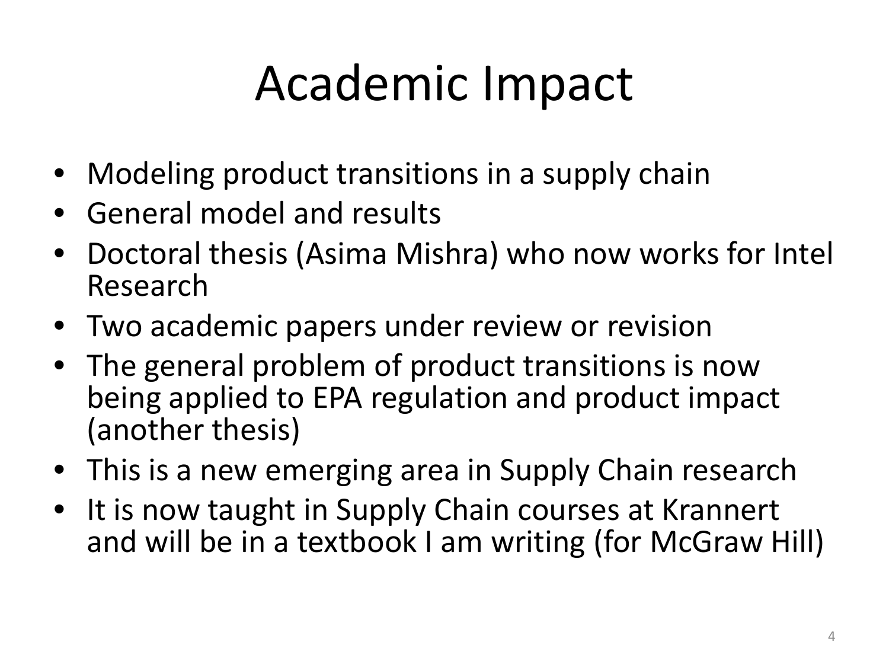# Academic Impact

- Modeling product transitions in a supply chain
- General model and results
- Doctoral thesis (Asima Mishra) who now works for Intel Research
- Two academic papers under review or revision
- The general problem of product transitions is now being applied to EPA regulation and product impact (another thesis)
- This is a new emerging area in Supply Chain research
- It is now taught in Supply Chain courses at Krannert and will be in a textbook I am writing (for McGraw Hill)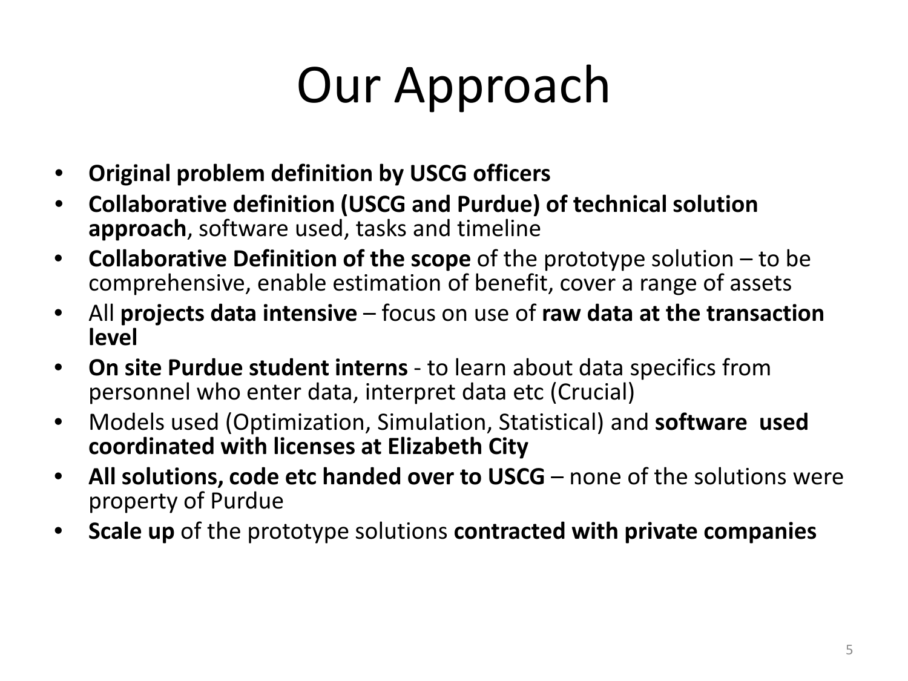# Our Approach

- **Original problem definition by USCG officers**
- **Collaborative definition (USCG and Purdue) of technical solution approach**, software used, tasks and timeline
- **Collaborative Definition of the scope** of the prototype solution – to be comprehensive, enable estimation of benefit, cover a range of assets
- All **projects data intensive** – focus on use of **raw data at the transaction level**
- **On site Purdue student interns** - to learn about data specifics from personnel who enter data, interpret data etc (Crucial)
- Models used (Optimization, Simulation, Statistical) and **software used coordinated with licenses at Elizabeth City**
- **All solutions, code etc handed over to USCG** – none of the solutions were property of Purdue
- **Scale up** of the prototype solutions **contracted with private companies**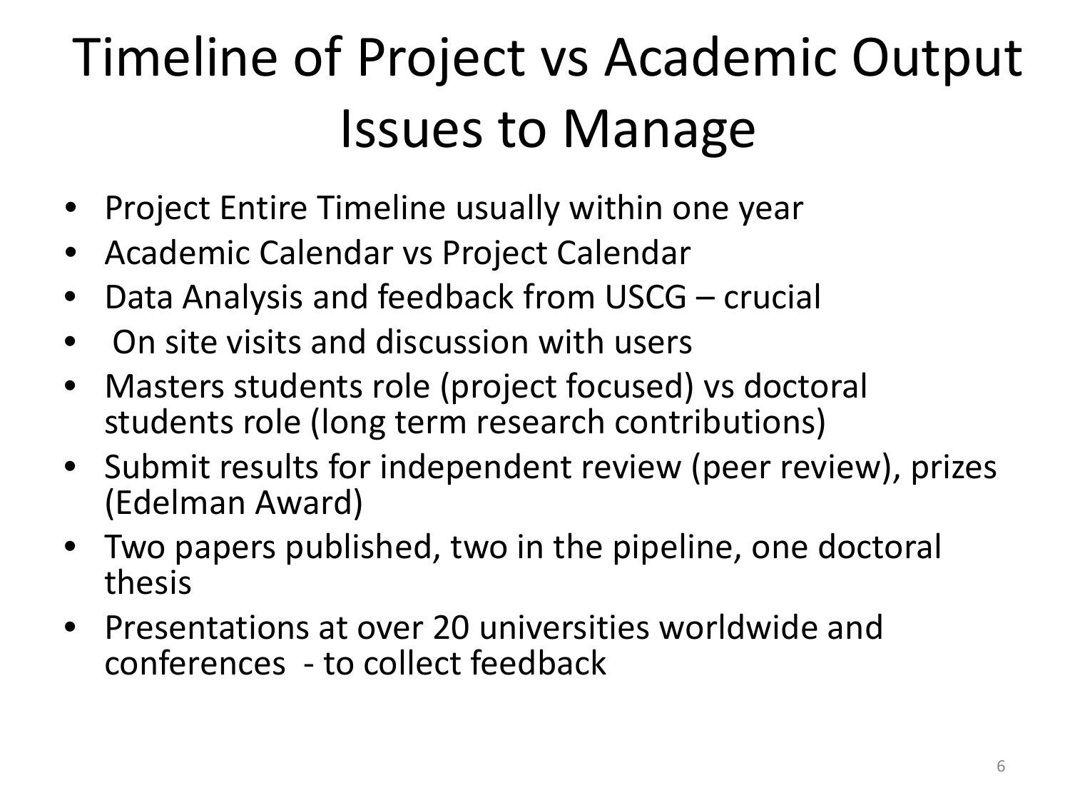# Timeline of Project vs Academic Output Issues to Manage

- Project Entire Timeline usually within one year
- Academic Calendar vs Project Calendar
- Data Analysis and feedback from USCG – crucial
- On site visits and discussion with users
- Masters students role (project focused) vs doctoral students role (long term research contributions)
- Submit results for independent review (peer review), prizes (Edelman Award)
- Two papers published, two in the pipeline, one doctoral thesis
- Presentations at over 20 universities worldwide and conferences - to collect feedback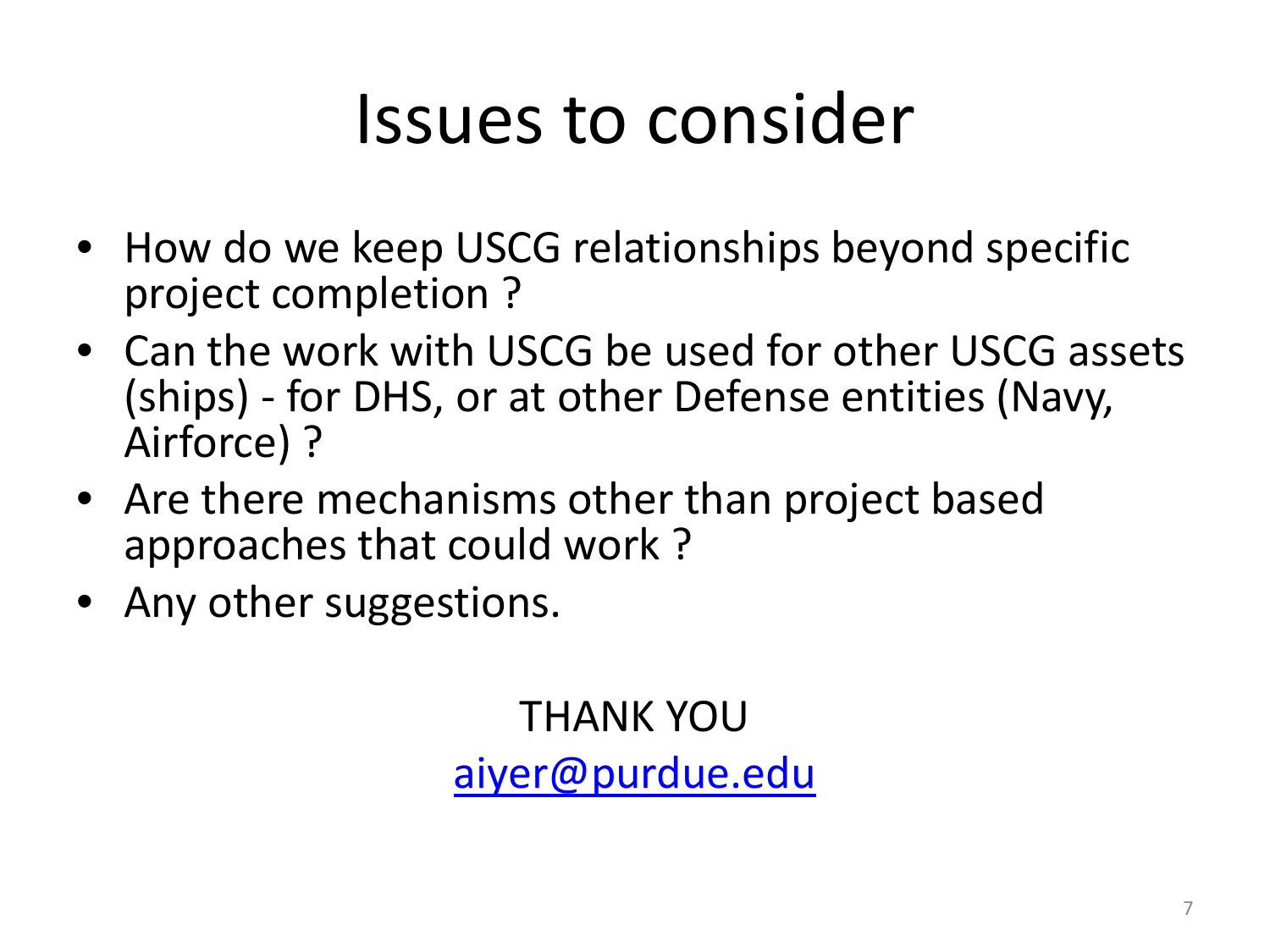# Issues to consider

- How do we keep USCG relationships beyond specific project completion ?
- Can the work with USCG be used for other USCG assets (ships) - for DHS, or at other Defense entities (Navy, Airforce) ?
- Are there mechanisms other than project based approaches that could work ?
- Any other suggestions.

THANK YOU

aiyer@purdue.edu